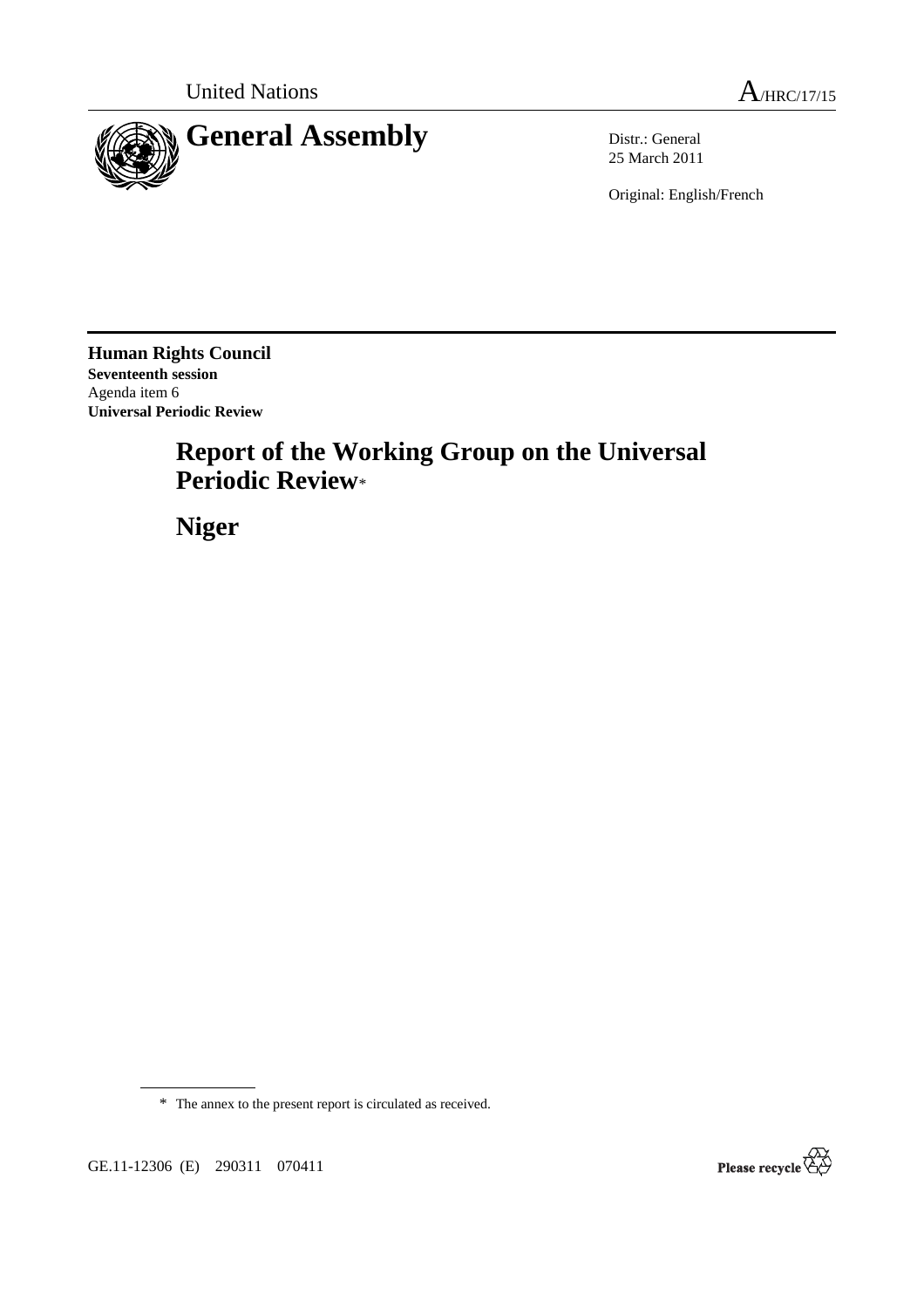United Nations A/HRC/17/15

# General Assembly

Distr.: General
25 March 2011

Original: English/French

**Human Rights Council**
**Seventeenth session**
Agenda item 6
**Universal Periodic Review**

## Report of the Working Group on the Universal Periodic Review*

## Niger

\* The annex to the present report is circulated as received.

GE.11-12306 (E) 290311 070411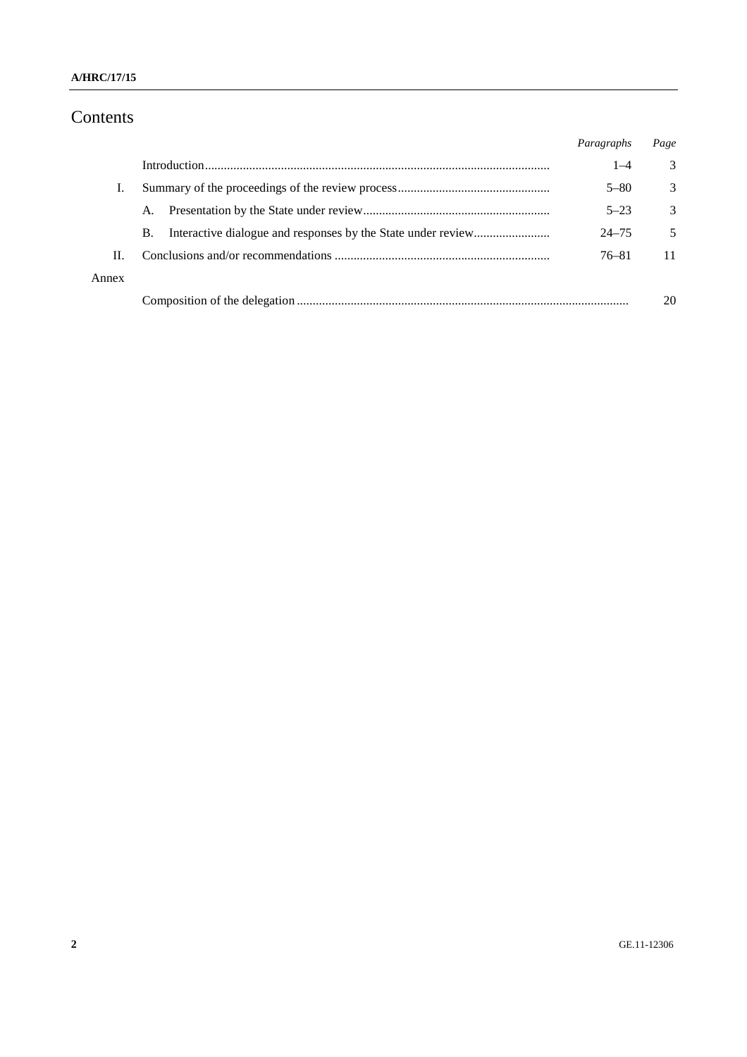# Contents

| | | *Paragraphs* | *Page* |
|---|---|---|---|
| | Introduction | 1–4 | 3 |
| I. | Summary of the proceedings of the review process | 5–80 | 3 |
| | A. Presentation by the State under review | 5–23 | 3 |
| | B. Interactive dialogue and responses by the State under review | 24–75 | 5 |
| II. | Conclusions and/or recommendations | 76–81 | 11 |
| Annex | | | |
| | Composition of the delegation | | 20 |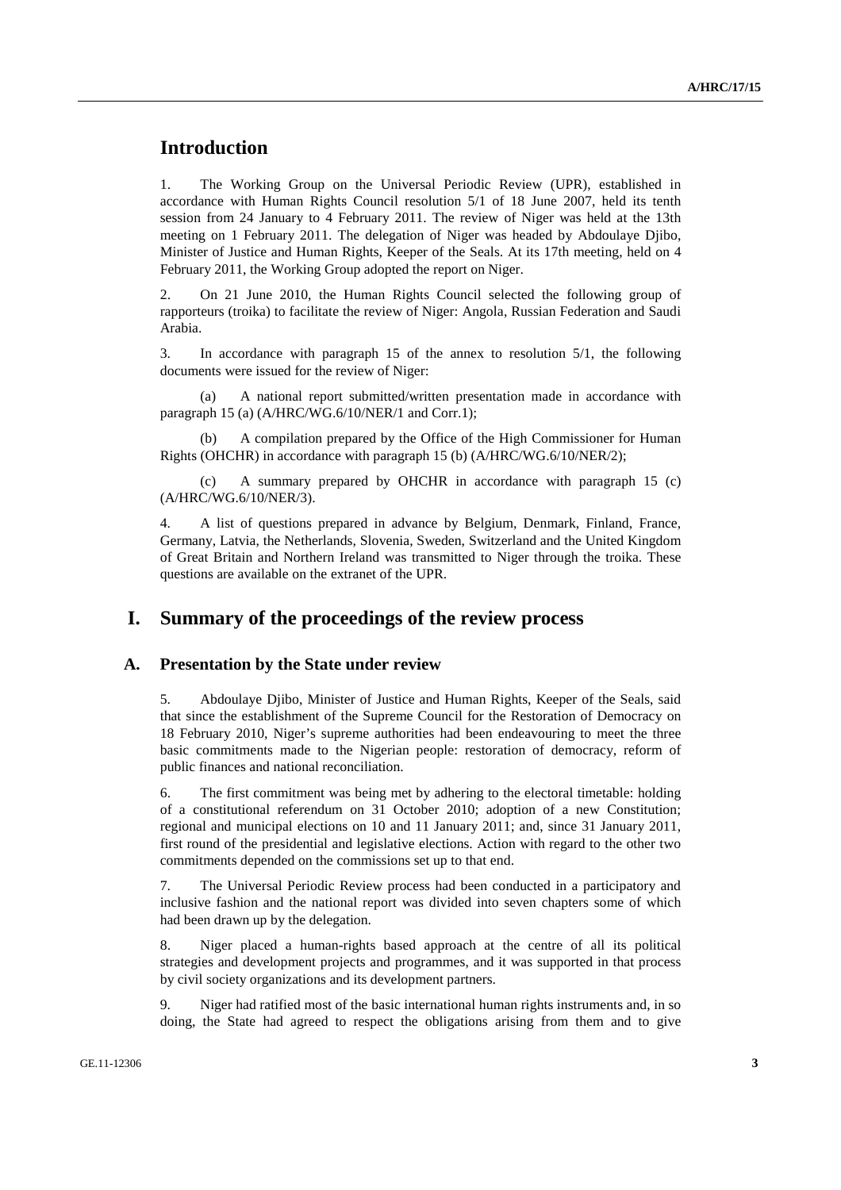# Introduction

1. The Working Group on the Universal Periodic Review (UPR), established in accordance with Human Rights Council resolution 5/1 of 18 June 2007, held its tenth session from 24 January to 4 February 2011. The review of Niger was held at the 13th meeting on 1 February 2011. The delegation of Niger was headed by Abdoulaye Djibo, Minister of Justice and Human Rights, Keeper of the Seals. At its 17th meeting, held on 4 February 2011, the Working Group adopted the report on Niger.

2. On 21 June 2010, the Human Rights Council selected the following group of rapporteurs (troika) to facilitate the review of Niger: Angola, Russian Federation and Saudi Arabia.

3. In accordance with paragraph 15 of the annex to resolution 5/1, the following documents were issued for the review of Niger:

(a) A national report submitted/written presentation made in accordance with paragraph 15 (a) (A/HRC/WG.6/10/NER/1 and Corr.1);

(b) A compilation prepared by the Office of the High Commissioner for Human Rights (OHCHR) in accordance with paragraph 15 (b) (A/HRC/WG.6/10/NER/2);

(c) A summary prepared by OHCHR in accordance with paragraph 15 (c) (A/HRC/WG.6/10/NER/3).

4. A list of questions prepared in advance by Belgium, Denmark, Finland, France, Germany, Latvia, the Netherlands, Slovenia, Sweden, Switzerland and the United Kingdom of Great Britain and Northern Ireland was transmitted to Niger through the troika. These questions are available on the extranet of the UPR.

# I. Summary of the proceedings of the review process

## A. Presentation by the State under review

5. Abdoulaye Djibo, Minister of Justice and Human Rights, Keeper of the Seals, said that since the establishment of the Supreme Council for the Restoration of Democracy on 18 February 2010, Niger's supreme authorities had been endeavouring to meet the three basic commitments made to the Nigerian people: restoration of democracy, reform of public finances and national reconciliation.

6. The first commitment was being met by adhering to the electoral timetable: holding of a constitutional referendum on 31 October 2010; adoption of a new Constitution; regional and municipal elections on 10 and 11 January 2011; and, since 31 January 2011, first round of the presidential and legislative elections. Action with regard to the other two commitments depended on the commissions set up to that end.

7. The Universal Periodic Review process had been conducted in a participatory and inclusive fashion and the national report was divided into seven chapters some of which had been drawn up by the delegation.

8. Niger placed a human-rights based approach at the centre of all its political strategies and development projects and programmes, and it was supported in that process by civil society organizations and its development partners.

9. Niger had ratified most of the basic international human rights instruments and, in so doing, the State had agreed to respect the obligations arising from them and to give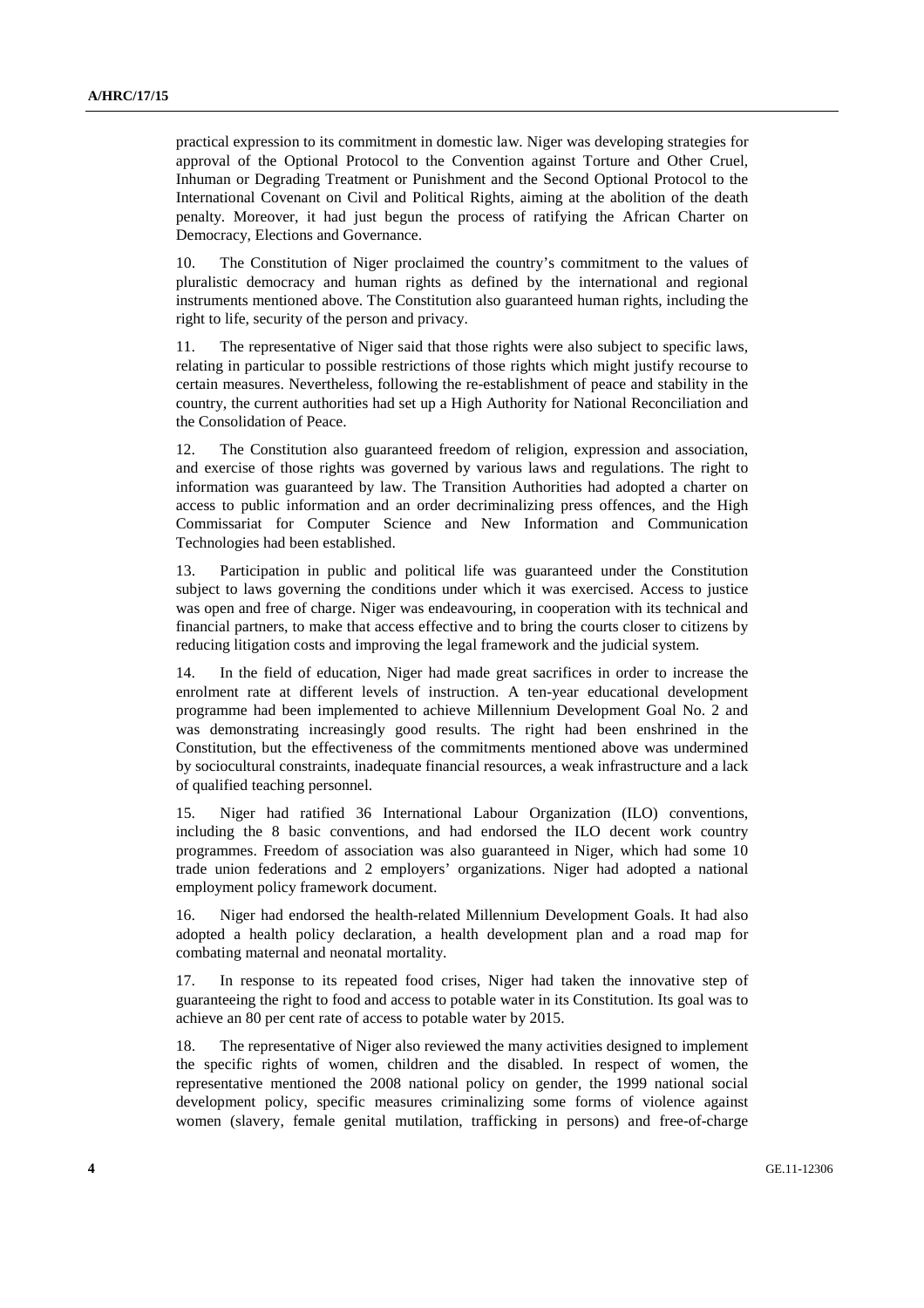practical expression to its commitment in domestic law. Niger was developing strategies for approval of the Optional Protocol to the Convention against Torture and Other Cruel, Inhuman or Degrading Treatment or Punishment and the Second Optional Protocol to the International Covenant on Civil and Political Rights, aiming at the abolition of the death penalty. Moreover, it had just begun the process of ratifying the African Charter on Democracy, Elections and Governance.

10. The Constitution of Niger proclaimed the country's commitment to the values of pluralistic democracy and human rights as defined by the international and regional instruments mentioned above. The Constitution also guaranteed human rights, including the right to life, security of the person and privacy.

11. The representative of Niger said that those rights were also subject to specific laws, relating in particular to possible restrictions of those rights which might justify recourse to certain measures. Nevertheless, following the re-establishment of peace and stability in the country, the current authorities had set up a High Authority for National Reconciliation and the Consolidation of Peace.

12. The Constitution also guaranteed freedom of religion, expression and association, and exercise of those rights was governed by various laws and regulations. The right to information was guaranteed by law. The Transition Authorities had adopted a charter on access to public information and an order decriminalizing press offences, and the High Commissariat for Computer Science and New Information and Communication Technologies had been established.

13. Participation in public and political life was guaranteed under the Constitution subject to laws governing the conditions under which it was exercised. Access to justice was open and free of charge. Niger was endeavouring, in cooperation with its technical and financial partners, to make that access effective and to bring the courts closer to citizens by reducing litigation costs and improving the legal framework and the judicial system.

14. In the field of education, Niger had made great sacrifices in order to increase the enrolment rate at different levels of instruction. A ten-year educational development programme had been implemented to achieve Millennium Development Goal No. 2 and was demonstrating increasingly good results. The right had been enshrined in the Constitution, but the effectiveness of the commitments mentioned above was undermined by sociocultural constraints, inadequate financial resources, a weak infrastructure and a lack of qualified teaching personnel.

15. Niger had ratified 36 International Labour Organization (ILO) conventions, including the 8 basic conventions, and had endorsed the ILO decent work country programmes. Freedom of association was also guaranteed in Niger, which had some 10 trade union federations and 2 employers' organizations. Niger had adopted a national employment policy framework document.

16. Niger had endorsed the health-related Millennium Development Goals. It had also adopted a health policy declaration, a health development plan and a road map for combating maternal and neonatal mortality.

17. In response to its repeated food crises, Niger had taken the innovative step of guaranteeing the right to food and access to potable water in its Constitution. Its goal was to achieve an 80 per cent rate of access to potable water by 2015.

18. The representative of Niger also reviewed the many activities designed to implement the specific rights of women, children and the disabled. In respect of women, the representative mentioned the 2008 national policy on gender, the 1999 national social development policy, specific measures criminalizing some forms of violence against women (slavery, female genital mutilation, trafficking in persons) and free-of-charge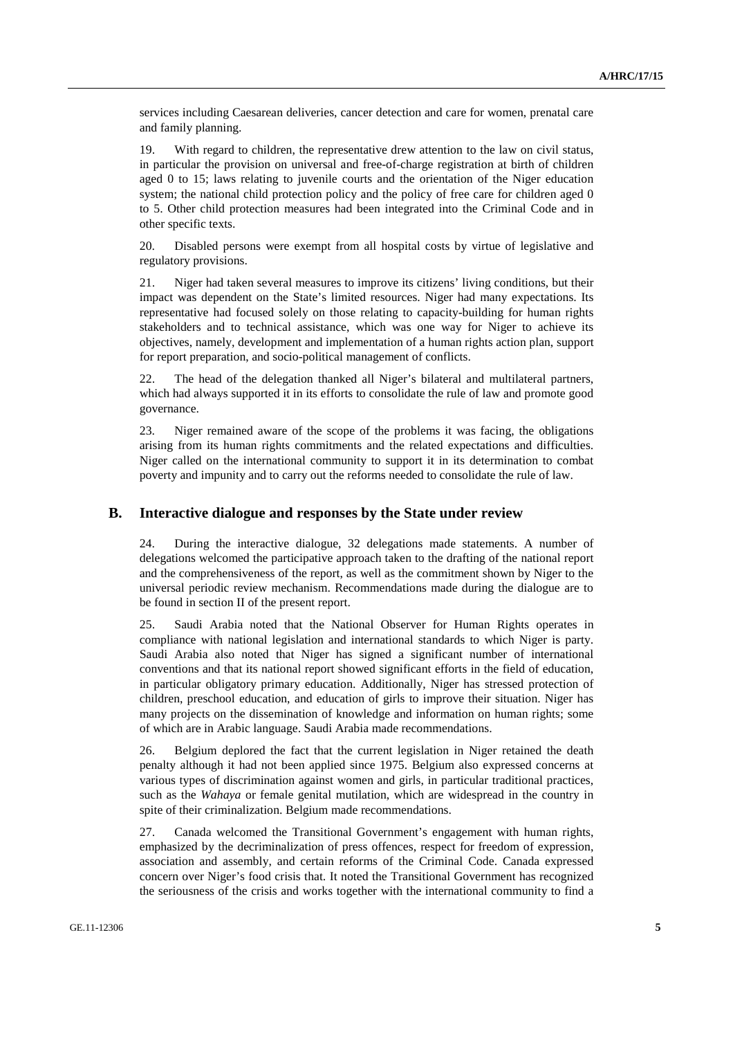services including Caesarean deliveries, cancer detection and care for women, prenatal care and family planning.

19. With regard to children, the representative drew attention to the law on civil status, in particular the provision on universal and free-of-charge registration at birth of children aged 0 to 15; laws relating to juvenile courts and the orientation of the Niger education system; the national child protection policy and the policy of free care for children aged 0 to 5. Other child protection measures had been integrated into the Criminal Code and in other specific texts.

20. Disabled persons were exempt from all hospital costs by virtue of legislative and regulatory provisions.

21. Niger had taken several measures to improve its citizens' living conditions, but their impact was dependent on the State's limited resources. Niger had many expectations. Its representative had focused solely on those relating to capacity-building for human rights stakeholders and to technical assistance, which was one way for Niger to achieve its objectives, namely, development and implementation of a human rights action plan, support for report preparation, and socio-political management of conflicts.

22. The head of the delegation thanked all Niger's bilateral and multilateral partners, which had always supported it in its efforts to consolidate the rule of law and promote good governance.

23. Niger remained aware of the scope of the problems it was facing, the obligations arising from its human rights commitments and the related expectations and difficulties. Niger called on the international community to support it in its determination to combat poverty and impunity and to carry out the reforms needed to consolidate the rule of law.

## B. Interactive dialogue and responses by the State under review

24. During the interactive dialogue, 32 delegations made statements. A number of delegations welcomed the participative approach taken to the drafting of the national report and the comprehensiveness of the report, as well as the commitment shown by Niger to the universal periodic review mechanism. Recommendations made during the dialogue are to be found in section II of the present report.

25. Saudi Arabia noted that the National Observer for Human Rights operates in compliance with national legislation and international standards to which Niger is party. Saudi Arabia also noted that Niger has signed a significant number of international conventions and that its national report showed significant efforts in the field of education, in particular obligatory primary education. Additionally, Niger has stressed protection of children, preschool education, and education of girls to improve their situation. Niger has many projects on the dissemination of knowledge and information on human rights; some of which are in Arabic language. Saudi Arabia made recommendations.

26. Belgium deplored the fact that the current legislation in Niger retained the death penalty although it had not been applied since 1975. Belgium also expressed concerns at various types of discrimination against women and girls, in particular traditional practices, such as the *Wahaya* or female genital mutilation, which are widespread in the country in spite of their criminalization. Belgium made recommendations.

27. Canada welcomed the Transitional Government's engagement with human rights, emphasized by the decriminalization of press offences, respect for freedom of expression, association and assembly, and certain reforms of the Criminal Code. Canada expressed concern over Niger's food crisis that. It noted the Transitional Government has recognized the seriousness of the crisis and works together with the international community to find a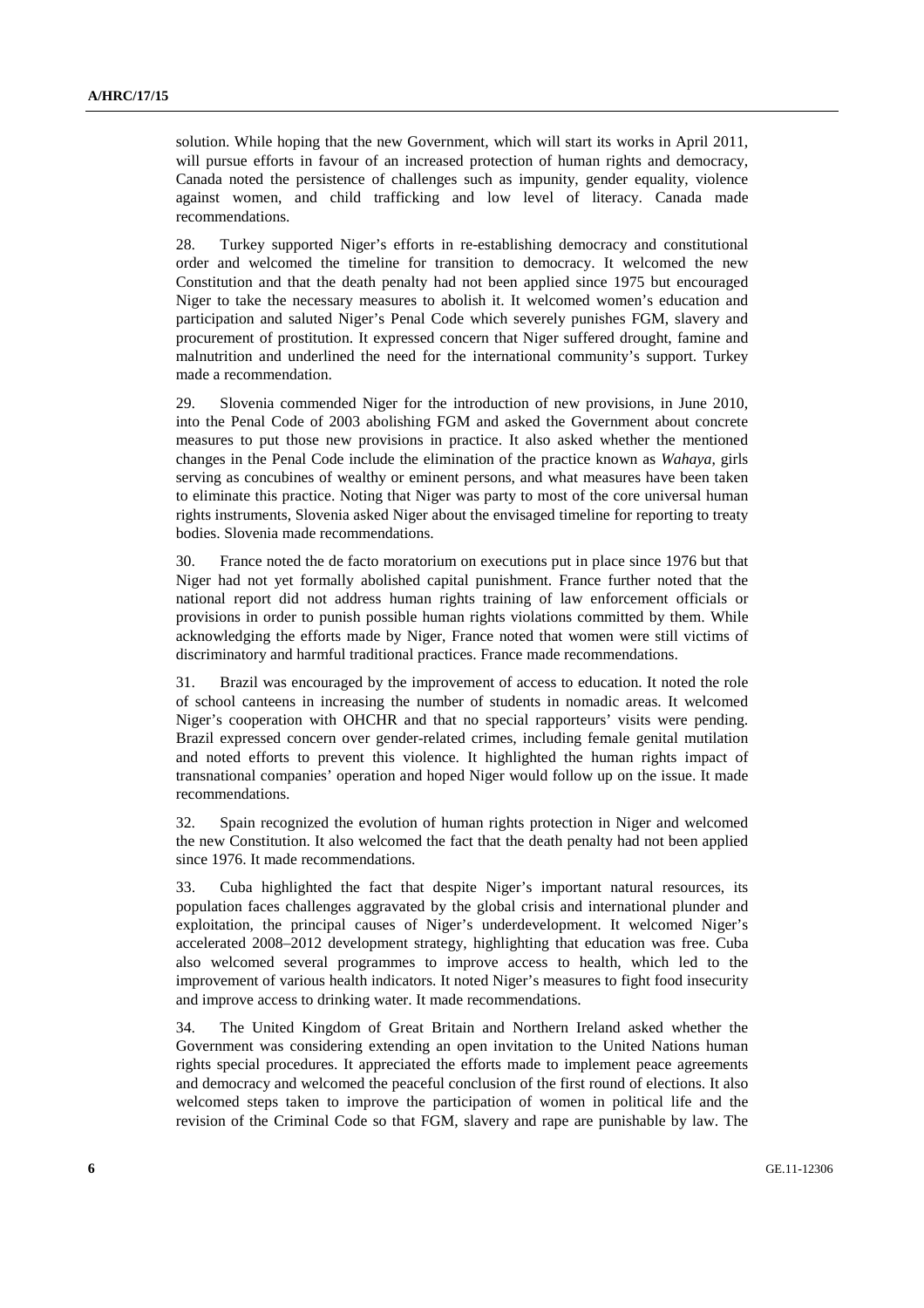solution. While hoping that the new Government, which will start its works in April 2011, will pursue efforts in favour of an increased protection of human rights and democracy, Canada noted the persistence of challenges such as impunity, gender equality, violence against women, and child trafficking and low level of literacy. Canada made recommendations.

28. Turkey supported Niger's efforts in re-establishing democracy and constitutional order and welcomed the timeline for transition to democracy. It welcomed the new Constitution and that the death penalty had not been applied since 1975 but encouraged Niger to take the necessary measures to abolish it. It welcomed women's education and participation and saluted Niger's Penal Code which severely punishes FGM, slavery and procurement of prostitution. It expressed concern that Niger suffered drought, famine and malnutrition and underlined the need for the international community's support. Turkey made a recommendation.

29. Slovenia commended Niger for the introduction of new provisions, in June 2010, into the Penal Code of 2003 abolishing FGM and asked the Government about concrete measures to put those new provisions in practice. It also asked whether the mentioned changes in the Penal Code include the elimination of the practice known as *Wahaya*, girls serving as concubines of wealthy or eminent persons, and what measures have been taken to eliminate this practice. Noting that Niger was party to most of the core universal human rights instruments, Slovenia asked Niger about the envisaged timeline for reporting to treaty bodies. Slovenia made recommendations.

30. France noted the de facto moratorium on executions put in place since 1976 but that Niger had not yet formally abolished capital punishment. France further noted that the national report did not address human rights training of law enforcement officials or provisions in order to punish possible human rights violations committed by them. While acknowledging the efforts made by Niger, France noted that women were still victims of discriminatory and harmful traditional practices. France made recommendations.

31. Brazil was encouraged by the improvement of access to education. It noted the role of school canteens in increasing the number of students in nomadic areas. It welcomed Niger's cooperation with OHCHR and that no special rapporteurs' visits were pending. Brazil expressed concern over gender-related crimes, including female genital mutilation and noted efforts to prevent this violence. It highlighted the human rights impact of transnational companies' operation and hoped Niger would follow up on the issue. It made recommendations.

32. Spain recognized the evolution of human rights protection in Niger and welcomed the new Constitution. It also welcomed the fact that the death penalty had not been applied since 1976. It made recommendations.

33. Cuba highlighted the fact that despite Niger's important natural resources, its population faces challenges aggravated by the global crisis and international plunder and exploitation, the principal causes of Niger's underdevelopment. It welcomed Niger's accelerated 2008–2012 development strategy, highlighting that education was free. Cuba also welcomed several programmes to improve access to health, which led to the improvement of various health indicators. It noted Niger's measures to fight food insecurity and improve access to drinking water. It made recommendations.

34. The United Kingdom of Great Britain and Northern Ireland asked whether the Government was considering extending an open invitation to the United Nations human rights special procedures. It appreciated the efforts made to implement peace agreements and democracy and welcomed the peaceful conclusion of the first round of elections. It also welcomed steps taken to improve the participation of women in political life and the revision of the Criminal Code so that FGM, slavery and rape are punishable by law. The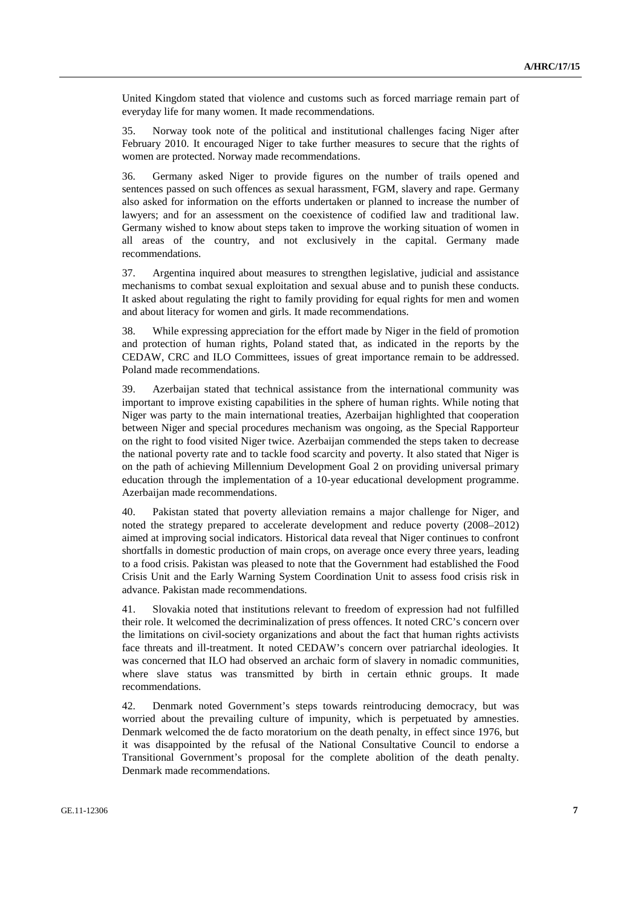United Kingdom stated that violence and customs such as forced marriage remain part of everyday life for many women. It made recommendations.

35. Norway took note of the political and institutional challenges facing Niger after February 2010. It encouraged Niger to take further measures to secure that the rights of women are protected. Norway made recommendations.

36. Germany asked Niger to provide figures on the number of trails opened and sentences passed on such offences as sexual harassment, FGM, slavery and rape. Germany also asked for information on the efforts undertaken or planned to increase the number of lawyers; and for an assessment on the coexistence of codified law and traditional law. Germany wished to know about steps taken to improve the working situation of women in all areas of the country, and not exclusively in the capital. Germany made recommendations.

37. Argentina inquired about measures to strengthen legislative, judicial and assistance mechanisms to combat sexual exploitation and sexual abuse and to punish these conducts. It asked about regulating the right to family providing for equal rights for men and women and about literacy for women and girls. It made recommendations.

38. While expressing appreciation for the effort made by Niger in the field of promotion and protection of human rights, Poland stated that, as indicated in the reports by the CEDAW, CRC and ILO Committees, issues of great importance remain to be addressed. Poland made recommendations.

39. Azerbaijan stated that technical assistance from the international community was important to improve existing capabilities in the sphere of human rights. While noting that Niger was party to the main international treaties, Azerbaijan highlighted that cooperation between Niger and special procedures mechanism was ongoing, as the Special Rapporteur on the right to food visited Niger twice. Azerbaijan commended the steps taken to decrease the national poverty rate and to tackle food scarcity and poverty. It also stated that Niger is on the path of achieving Millennium Development Goal 2 on providing universal primary education through the implementation of a 10-year educational development programme. Azerbaijan made recommendations.

40. Pakistan stated that poverty alleviation remains a major challenge for Niger, and noted the strategy prepared to accelerate development and reduce poverty (2008–2012) aimed at improving social indicators. Historical data reveal that Niger continues to confront shortfalls in domestic production of main crops, on average once every three years, leading to a food crisis. Pakistan was pleased to note that the Government had established the Food Crisis Unit and the Early Warning System Coordination Unit to assess food crisis risk in advance. Pakistan made recommendations.

41. Slovakia noted that institutions relevant to freedom of expression had not fulfilled their role. It welcomed the decriminalization of press offences. It noted CRC's concern over the limitations on civil-society organizations and about the fact that human rights activists face threats and ill-treatment. It noted CEDAW's concern over patriarchal ideologies. It was concerned that ILO had observed an archaic form of slavery in nomadic communities, where slave status was transmitted by birth in certain ethnic groups. It made recommendations.

42. Denmark noted Government's steps towards reintroducing democracy, but was worried about the prevailing culture of impunity, which is perpetuated by amnesties. Denmark welcomed the de facto moratorium on the death penalty, in effect since 1976, but it was disappointed by the refusal of the National Consultative Council to endorse a Transitional Government's proposal for the complete abolition of the death penalty. Denmark made recommendations.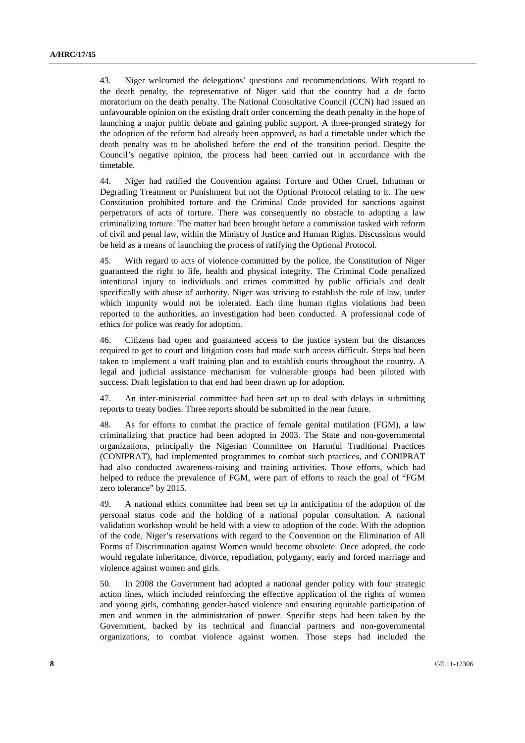43. Niger welcomed the delegations' questions and recommendations. With regard to the death penalty, the representative of Niger said that the country had a de facto moratorium on the death penalty. The National Consultative Council (CCN) had issued an unfavourable opinion on the existing draft order concerning the death penalty in the hope of launching a major public debate and gaining public support. A three-pronged strategy for the adoption of the reform had already been approved, as had a timetable under which the death penalty was to be abolished before the end of the transition period. Despite the Council's negative opinion, the process had been carried out in accordance with the timetable.

44. Niger had ratified the Convention against Torture and Other Cruel, Inhuman or Degrading Treatment or Punishment but not the Optional Protocol relating to it. The new Constitution prohibited torture and the Criminal Code provided for sanctions against perpetrators of acts of torture. There was consequently no obstacle to adopting a law criminalizing torture. The matter had been brought before a commission tasked with reform of civil and penal law, within the Ministry of Justice and Human Rights. Discussions would be held as a means of launching the process of ratifying the Optional Protocol.

45. With regard to acts of violence committed by the police, the Constitution of Niger guaranteed the right to life, health and physical integrity. The Criminal Code penalized intentional injury to individuals and crimes committed by public officials and dealt specifically with abuse of authority. Niger was striving to establish the rule of law, under which impunity would not be tolerated. Each time human rights violations had been reported to the authorities, an investigation had been conducted. A professional code of ethics for police was ready for adoption.

46. Citizens had open and guaranteed access to the justice system but the distances required to get to court and litigation costs had made such access difficult. Steps had been taken to implement a staff training plan and to establish courts throughout the country. A legal and judicial assistance mechanism for vulnerable groups had been piloted with success. Draft legislation to that end had been drawn up for adoption.

47. An inter-ministerial committee had been set up to deal with delays in submitting reports to treaty bodies. Three reports should be submitted in the near future.

48. As for efforts to combat the practice of female genital mutilation (FGM), a law criminalizing that practice had been adopted in 2003. The State and non-governmental organizations, principally the Nigerian Committee on Harmful Traditional Practices (CONIPRAT), had implemented programmes to combat such practices, and CONIPRAT had also conducted awareness-raising and training activities. Those efforts, which had helped to reduce the prevalence of FGM, were part of efforts to reach the goal of "FGM zero tolerance" by 2015.

49. A national ethics committee had been set up in anticipation of the adoption of the personal status code and the holding of a national popular consultation. A national validation workshop would be held with a view to adoption of the code. With the adoption of the code, Niger's reservations with regard to the Convention on the Elimination of All Forms of Discrimination against Women would become obsolete. Once adopted, the code would regulate inheritance, divorce, repudiation, polygamy, early and forced marriage and violence against women and girls.

50. In 2008 the Government had adopted a national gender policy with four strategic action lines, which included reinforcing the effective application of the rights of women and young girls, combating gender-based violence and ensuring equitable participation of men and women in the administration of power. Specific steps had been taken by the Government, backed by its technical and financial partners and non-governmental organizations, to combat violence against women. Those steps had included the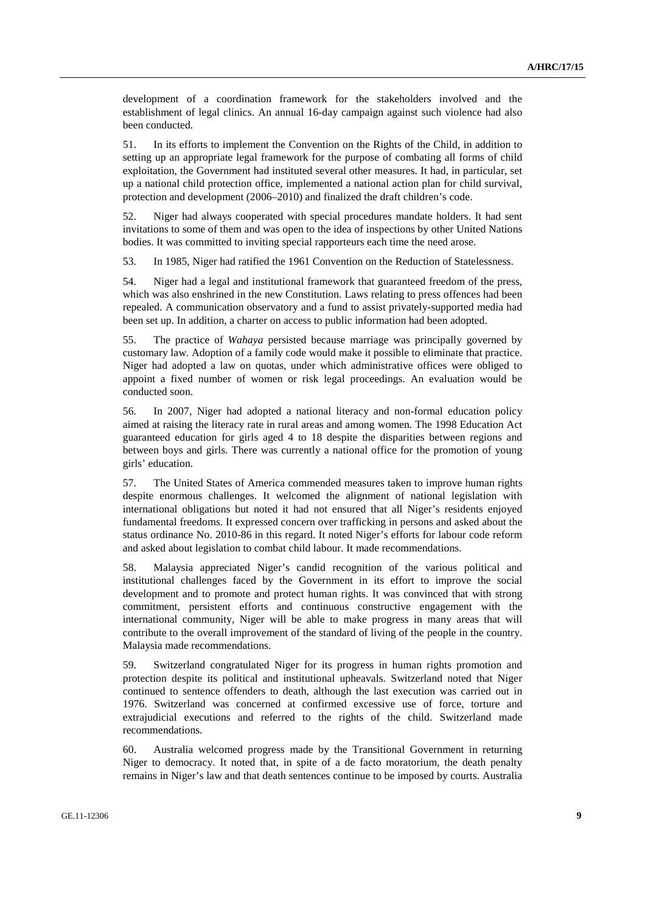development of a coordination framework for the stakeholders involved and the establishment of legal clinics. An annual 16-day campaign against such violence had also been conducted.

51. In its efforts to implement the Convention on the Rights of the Child, in addition to setting up an appropriate legal framework for the purpose of combating all forms of child exploitation, the Government had instituted several other measures. It had, in particular, set up a national child protection office, implemented a national action plan for child survival, protection and development (2006–2010) and finalized the draft children's code.

52. Niger had always cooperated with special procedures mandate holders. It had sent invitations to some of them and was open to the idea of inspections by other United Nations bodies. It was committed to inviting special rapporteurs each time the need arose.

53. In 1985, Niger had ratified the 1961 Convention on the Reduction of Statelessness.

54. Niger had a legal and institutional framework that guaranteed freedom of the press, which was also enshrined in the new Constitution. Laws relating to press offences had been repealed. A communication observatory and a fund to assist privately-supported media had been set up. In addition, a charter on access to public information had been adopted.

55. The practice of *Wahaya* persisted because marriage was principally governed by customary law. Adoption of a family code would make it possible to eliminate that practice. Niger had adopted a law on quotas, under which administrative offices were obliged to appoint a fixed number of women or risk legal proceedings. An evaluation would be conducted soon.

56. In 2007, Niger had adopted a national literacy and non-formal education policy aimed at raising the literacy rate in rural areas and among women. The 1998 Education Act guaranteed education for girls aged 4 to 18 despite the disparities between regions and between boys and girls. There was currently a national office for the promotion of young girls' education.

57. The United States of America commended measures taken to improve human rights despite enormous challenges. It welcomed the alignment of national legislation with international obligations but noted it had not ensured that all Niger's residents enjoyed fundamental freedoms. It expressed concern over trafficking in persons and asked about the status ordinance No. 2010-86 in this regard. It noted Niger's efforts for labour code reform and asked about legislation to combat child labour. It made recommendations.

58. Malaysia appreciated Niger's candid recognition of the various political and institutional challenges faced by the Government in its effort to improve the social development and to promote and protect human rights. It was convinced that with strong commitment, persistent efforts and continuous constructive engagement with the international community, Niger will be able to make progress in many areas that will contribute to the overall improvement of the standard of living of the people in the country. Malaysia made recommendations.

59. Switzerland congratulated Niger for its progress in human rights promotion and protection despite its political and institutional upheavals. Switzerland noted that Niger continued to sentence offenders to death, although the last execution was carried out in 1976. Switzerland was concerned at confirmed excessive use of force, torture and extrajudicial executions and referred to the rights of the child. Switzerland made recommendations.

60. Australia welcomed progress made by the Transitional Government in returning Niger to democracy. It noted that, in spite of a de facto moratorium, the death penalty remains in Niger's law and that death sentences continue to be imposed by courts. Australia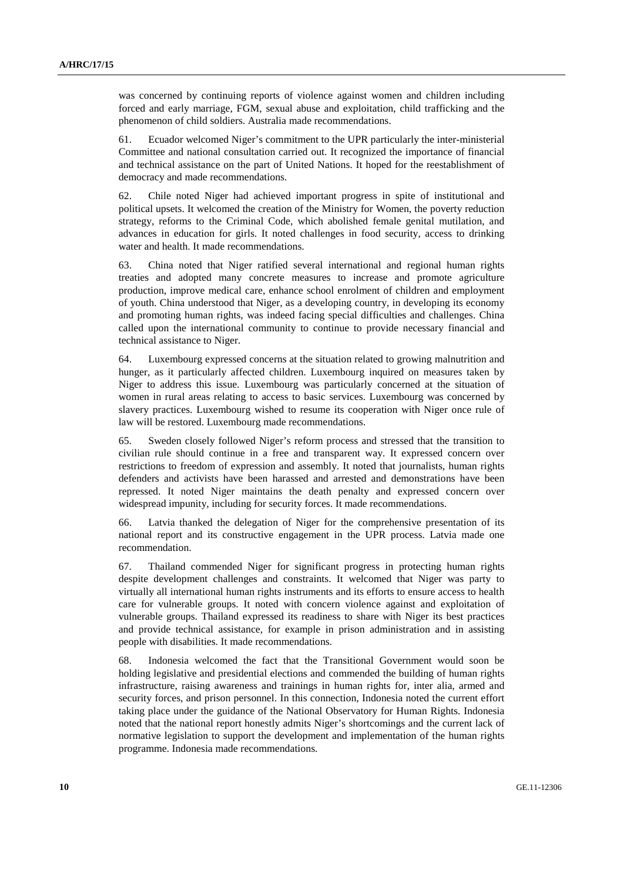was concerned by continuing reports of violence against women and children including forced and early marriage, FGM, sexual abuse and exploitation, child trafficking and the phenomenon of child soldiers. Australia made recommendations.

61. Ecuador welcomed Niger's commitment to the UPR particularly the inter-ministerial Committee and national consultation carried out. It recognized the importance of financial and technical assistance on the part of United Nations. It hoped for the reestablishment of democracy and made recommendations.

62. Chile noted Niger had achieved important progress in spite of institutional and political upsets. It welcomed the creation of the Ministry for Women, the poverty reduction strategy, reforms to the Criminal Code, which abolished female genital mutilation, and advances in education for girls. It noted challenges in food security, access to drinking water and health. It made recommendations.

63. China noted that Niger ratified several international and regional human rights treaties and adopted many concrete measures to increase and promote agriculture production, improve medical care, enhance school enrolment of children and employment of youth. China understood that Niger, as a developing country, in developing its economy and promoting human rights, was indeed facing special difficulties and challenges. China called upon the international community to continue to provide necessary financial and technical assistance to Niger.

64. Luxembourg expressed concerns at the situation related to growing malnutrition and hunger, as it particularly affected children. Luxembourg inquired on measures taken by Niger to address this issue. Luxembourg was particularly concerned at the situation of women in rural areas relating to access to basic services. Luxembourg was concerned by slavery practices. Luxembourg wished to resume its cooperation with Niger once rule of law will be restored. Luxembourg made recommendations.

65. Sweden closely followed Niger's reform process and stressed that the transition to civilian rule should continue in a free and transparent way. It expressed concern over restrictions to freedom of expression and assembly. It noted that journalists, human rights defenders and activists have been harassed and arrested and demonstrations have been repressed. It noted Niger maintains the death penalty and expressed concern over widespread impunity, including for security forces. It made recommendations.

66. Latvia thanked the delegation of Niger for the comprehensive presentation of its national report and its constructive engagement in the UPR process. Latvia made one recommendation.

67. Thailand commended Niger for significant progress in protecting human rights despite development challenges and constraints. It welcomed that Niger was party to virtually all international human rights instruments and its efforts to ensure access to health care for vulnerable groups. It noted with concern violence against and exploitation of vulnerable groups. Thailand expressed its readiness to share with Niger its best practices and provide technical assistance, for example in prison administration and in assisting people with disabilities. It made recommendations.

68. Indonesia welcomed the fact that the Transitional Government would soon be holding legislative and presidential elections and commended the building of human rights infrastructure, raising awareness and trainings in human rights for, inter alia, armed and security forces, and prison personnel. In this connection, Indonesia noted the current effort taking place under the guidance of the National Observatory for Human Rights. Indonesia noted that the national report honestly admits Niger's shortcomings and the current lack of normative legislation to support the development and implementation of the human rights programme. Indonesia made recommendations.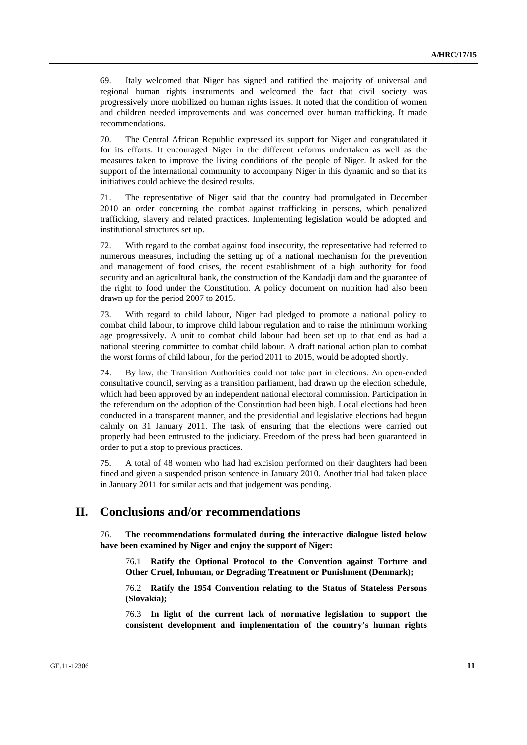69. Italy welcomed that Niger has signed and ratified the majority of universal and regional human rights instruments and welcomed the fact that civil society was progressively more mobilized on human rights issues. It noted that the condition of women and children needed improvements and was concerned over human trafficking. It made recommendations.

70. The Central African Republic expressed its support for Niger and congratulated it for its efforts. It encouraged Niger in the different reforms undertaken as well as the measures taken to improve the living conditions of the people of Niger. It asked for the support of the international community to accompany Niger in this dynamic and so that its initiatives could achieve the desired results.

71. The representative of Niger said that the country had promulgated in December 2010 an order concerning the combat against trafficking in persons, which penalized trafficking, slavery and related practices. Implementing legislation would be adopted and institutional structures set up.

72. With regard to the combat against food insecurity, the representative had referred to numerous measures, including the setting up of a national mechanism for the prevention and management of food crises, the recent establishment of a high authority for food security and an agricultural bank, the construction of the Kandadji dam and the guarantee of the right to food under the Constitution. A policy document on nutrition had also been drawn up for the period 2007 to 2015.

73. With regard to child labour, Niger had pledged to promote a national policy to combat child labour, to improve child labour regulation and to raise the minimum working age progressively. A unit to combat child labour had been set up to that end as had a national steering committee to combat child labour. A draft national action plan to combat the worst forms of child labour, for the period 2011 to 2015, would be adopted shortly.

74. By law, the Transition Authorities could not take part in elections. An open-ended consultative council, serving as a transition parliament, had drawn up the election schedule, which had been approved by an independent national electoral commission. Participation in the referendum on the adoption of the Constitution had been high. Local elections had been conducted in a transparent manner, and the presidential and legislative elections had begun calmly on 31 January 2011. The task of ensuring that the elections were carried out properly had been entrusted to the judiciary. Freedom of the press had been guaranteed in order to put a stop to previous practices.

75. A total of 48 women who had had excision performed on their daughters had been fined and given a suspended prison sentence in January 2010. Another trial had taken place in January 2011 for similar acts and that judgement was pending.

## II. Conclusions and/or recommendations

76. **The recommendations formulated during the interactive dialogue listed below have been examined by Niger and enjoy the support of Niger:**

> 76.1 **Ratify the Optional Protocol to the Convention against Torture and Other Cruel, Inhuman, or Degrading Treatment or Punishment (Denmark);**
>
> 76.2 **Ratify the 1954 Convention relating to the Status of Stateless Persons (Slovakia);**
>
> 76.3 **In light of the current lack of normative legislation to support the consistent development and implementation of the country's human rights**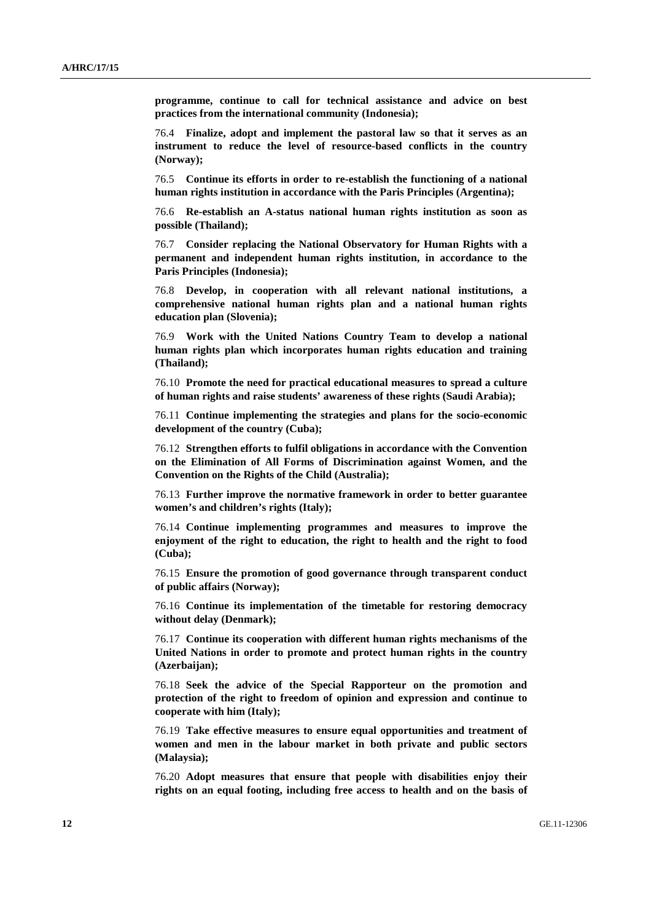**programme, continue to call for technical assistance and advice on best practices from the international community (Indonesia);**

76.4 **Finalize, adopt and implement the pastoral law so that it serves as an instrument to reduce the level of resource-based conflicts in the country (Norway);**

76.5 **Continue its efforts in order to re-establish the functioning of a national human rights institution in accordance with the Paris Principles (Argentina);**

76.6 **Re-establish an A-status national human rights institution as soon as possible (Thailand);**

76.7 **Consider replacing the National Observatory for Human Rights with a permanent and independent human rights institution, in accordance to the Paris Principles (Indonesia);**

76.8 **Develop, in cooperation with all relevant national institutions, a comprehensive national human rights plan and a national human rights education plan (Slovenia);**

76.9 **Work with the United Nations Country Team to develop a national human rights plan which incorporates human rights education and training (Thailand);**

76.10 **Promote the need for practical educational measures to spread a culture of human rights and raise students' awareness of these rights (Saudi Arabia);**

76.11 **Continue implementing the strategies and plans for the socio-economic development of the country (Cuba);**

76.12 **Strengthen efforts to fulfil obligations in accordance with the Convention on the Elimination of All Forms of Discrimination against Women, and the Convention on the Rights of the Child (Australia);**

76.13 **Further improve the normative framework in order to better guarantee women's and children's rights (Italy);**

76.14 **Continue implementing programmes and measures to improve the enjoyment of the right to education, the right to health and the right to food (Cuba);**

76.15 **Ensure the promotion of good governance through transparent conduct of public affairs (Norway);**

76.16 **Continue its implementation of the timetable for restoring democracy without delay (Denmark);**

76.17 **Continue its cooperation with different human rights mechanisms of the United Nations in order to promote and protect human rights in the country (Azerbaijan);**

76.18 **Seek the advice of the Special Rapporteur on the promotion and protection of the right to freedom of opinion and expression and continue to cooperate with him (Italy);**

76.19 **Take effective measures to ensure equal opportunities and treatment of women and men in the labour market in both private and public sectors (Malaysia);**

76.20 **Adopt measures that ensure that people with disabilities enjoy their rights on an equal footing, including free access to health and on the basis of**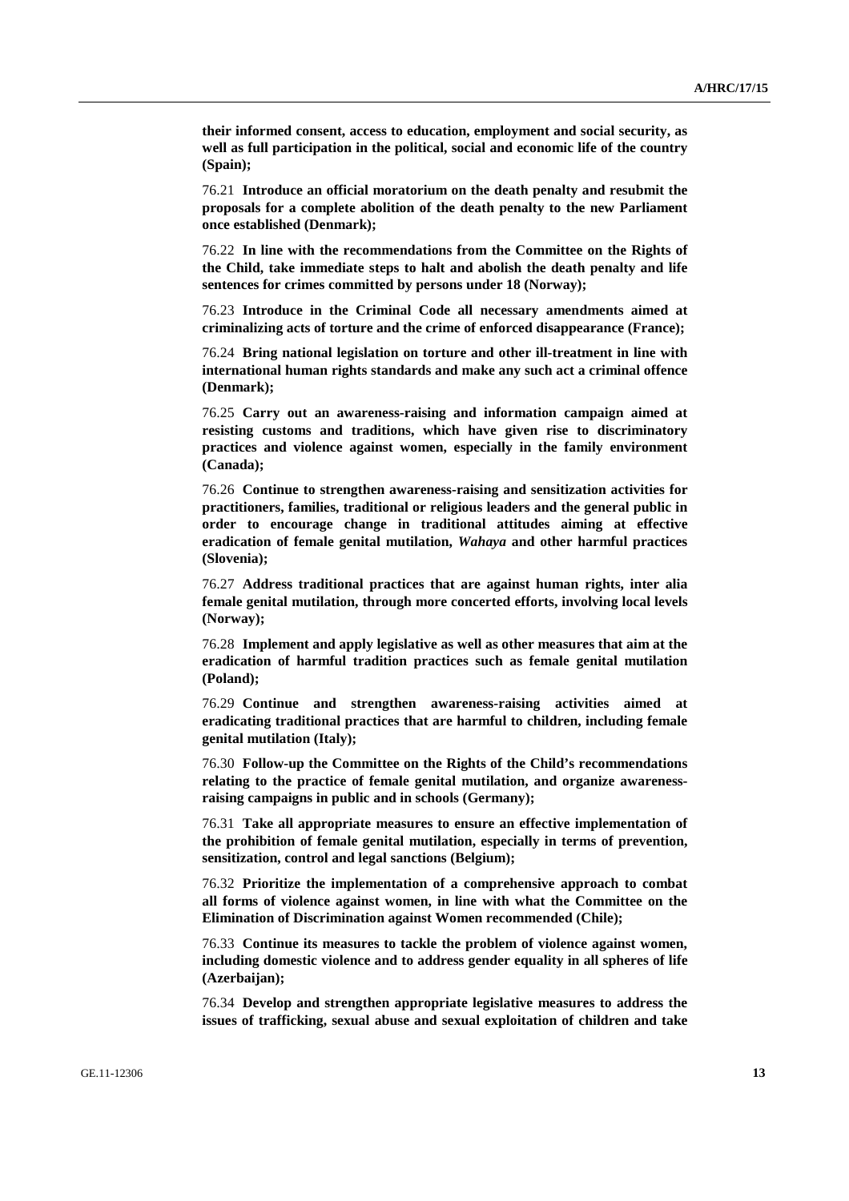**their informed consent, access to education, employment and social security, as well as full participation in the political, social and economic life of the country (Spain);**

76.21 **Introduce an official moratorium on the death penalty and resubmit the proposals for a complete abolition of the death penalty to the new Parliament once established (Denmark);**

76.22 **In line with the recommendations from the Committee on the Rights of the Child, take immediate steps to halt and abolish the death penalty and life sentences for crimes committed by persons under 18 (Norway);**

76.23 **Introduce in the Criminal Code all necessary amendments aimed at criminalizing acts of torture and the crime of enforced disappearance (France);**

76.24 **Bring national legislation on torture and other ill-treatment in line with international human rights standards and make any such act a criminal offence (Denmark);**

76.25 **Carry out an awareness-raising and information campaign aimed at resisting customs and traditions, which have given rise to discriminatory practices and violence against women, especially in the family environment (Canada);**

76.26 **Continue to strengthen awareness-raising and sensitization activities for practitioners, families, traditional or religious leaders and the general public in order to encourage change in traditional attitudes aiming at effective eradication of female genital mutilation, *Wahaya* and other harmful practices (Slovenia);**

76.27 **Address traditional practices that are against human rights, inter alia female genital mutilation, through more concerted efforts, involving local levels (Norway);**

76.28 **Implement and apply legislative as well as other measures that aim at the eradication of harmful tradition practices such as female genital mutilation (Poland);**

76.29 **Continue and strengthen awareness-raising activities aimed at eradicating traditional practices that are harmful to children, including female genital mutilation (Italy);**

76.30 **Follow-up the Committee on the Rights of the Child's recommendations relating to the practice of female genital mutilation, and organize awareness-raising campaigns in public and in schools (Germany);**

76.31 **Take all appropriate measures to ensure an effective implementation of the prohibition of female genital mutilation, especially in terms of prevention, sensitization, control and legal sanctions (Belgium);**

76.32 **Prioritize the implementation of a comprehensive approach to combat all forms of violence against women, in line with what the Committee on the Elimination of Discrimination against Women recommended (Chile);**

76.33 **Continue its measures to tackle the problem of violence against women, including domestic violence and to address gender equality in all spheres of life (Azerbaijan);**

76.34 **Develop and strengthen appropriate legislative measures to address the issues of trafficking, sexual abuse and sexual exploitation of children and take**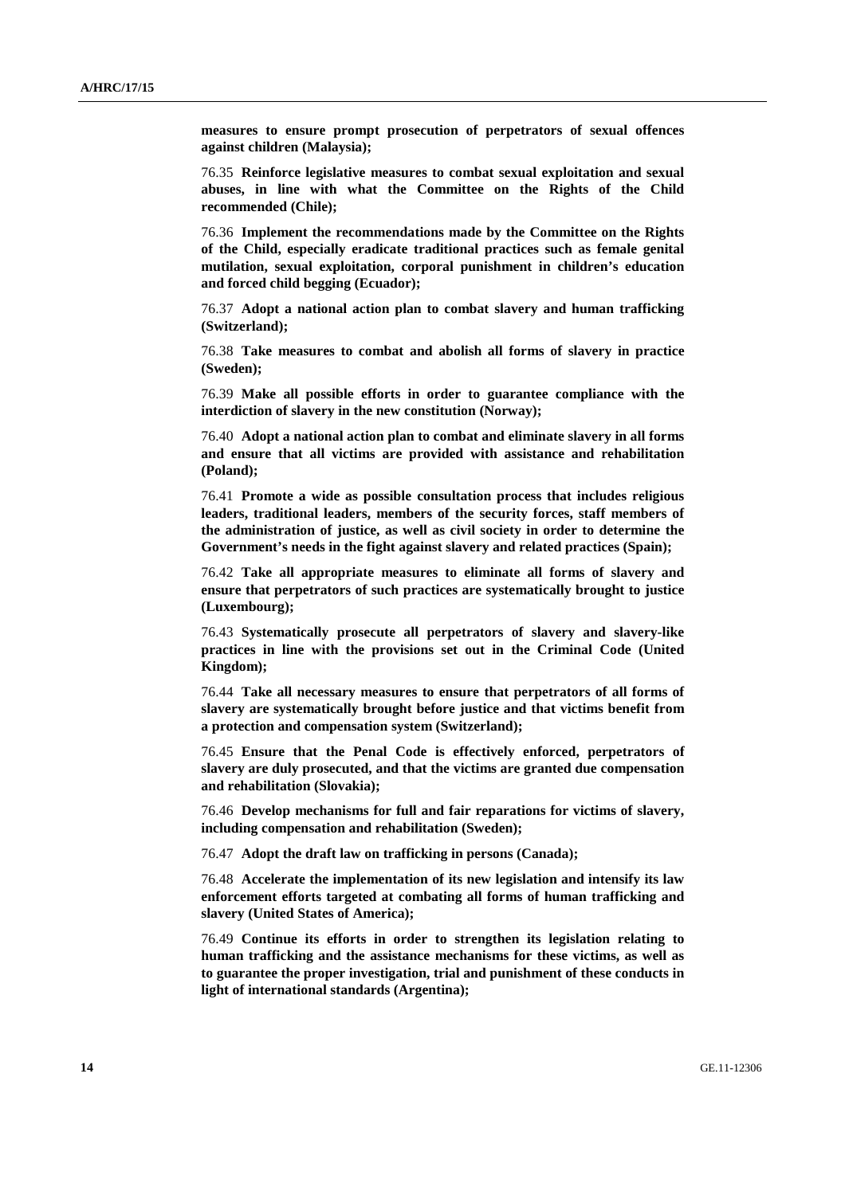**measures to ensure prompt prosecution of perpetrators of sexual offences against children (Malaysia);**

76.35 **Reinforce legislative measures to combat sexual exploitation and sexual abuses, in line with what the Committee on the Rights of the Child recommended (Chile);**

76.36 **Implement the recommendations made by the Committee on the Rights of the Child, especially eradicate traditional practices such as female genital mutilation, sexual exploitation, corporal punishment in children's education and forced child begging (Ecuador);**

76.37 **Adopt a national action plan to combat slavery and human trafficking (Switzerland);**

76.38 **Take measures to combat and abolish all forms of slavery in practice (Sweden);**

76.39 **Make all possible efforts in order to guarantee compliance with the interdiction of slavery in the new constitution (Norway);**

76.40 **Adopt a national action plan to combat and eliminate slavery in all forms and ensure that all victims are provided with assistance and rehabilitation (Poland);**

76.41 **Promote a wide as possible consultation process that includes religious leaders, traditional leaders, members of the security forces, staff members of the administration of justice, as well as civil society in order to determine the Government's needs in the fight against slavery and related practices (Spain);**

76.42 **Take all appropriate measures to eliminate all forms of slavery and ensure that perpetrators of such practices are systematically brought to justice (Luxembourg);**

76.43 **Systematically prosecute all perpetrators of slavery and slavery-like practices in line with the provisions set out in the Criminal Code (United Kingdom);**

76.44 **Take all necessary measures to ensure that perpetrators of all forms of slavery are systematically brought before justice and that victims benefit from a protection and compensation system (Switzerland);**

76.45 **Ensure that the Penal Code is effectively enforced, perpetrators of slavery are duly prosecuted, and that the victims are granted due compensation and rehabilitation (Slovakia);**

76.46 **Develop mechanisms for full and fair reparations for victims of slavery, including compensation and rehabilitation (Sweden);**

76.47 **Adopt the draft law on trafficking in persons (Canada);**

76.48 **Accelerate the implementation of its new legislation and intensify its law enforcement efforts targeted at combating all forms of human trafficking and slavery (United States of America);**

76.49 **Continue its efforts in order to strengthen its legislation relating to human trafficking and the assistance mechanisms for these victims, as well as to guarantee the proper investigation, trial and punishment of these conducts in light of international standards (Argentina);**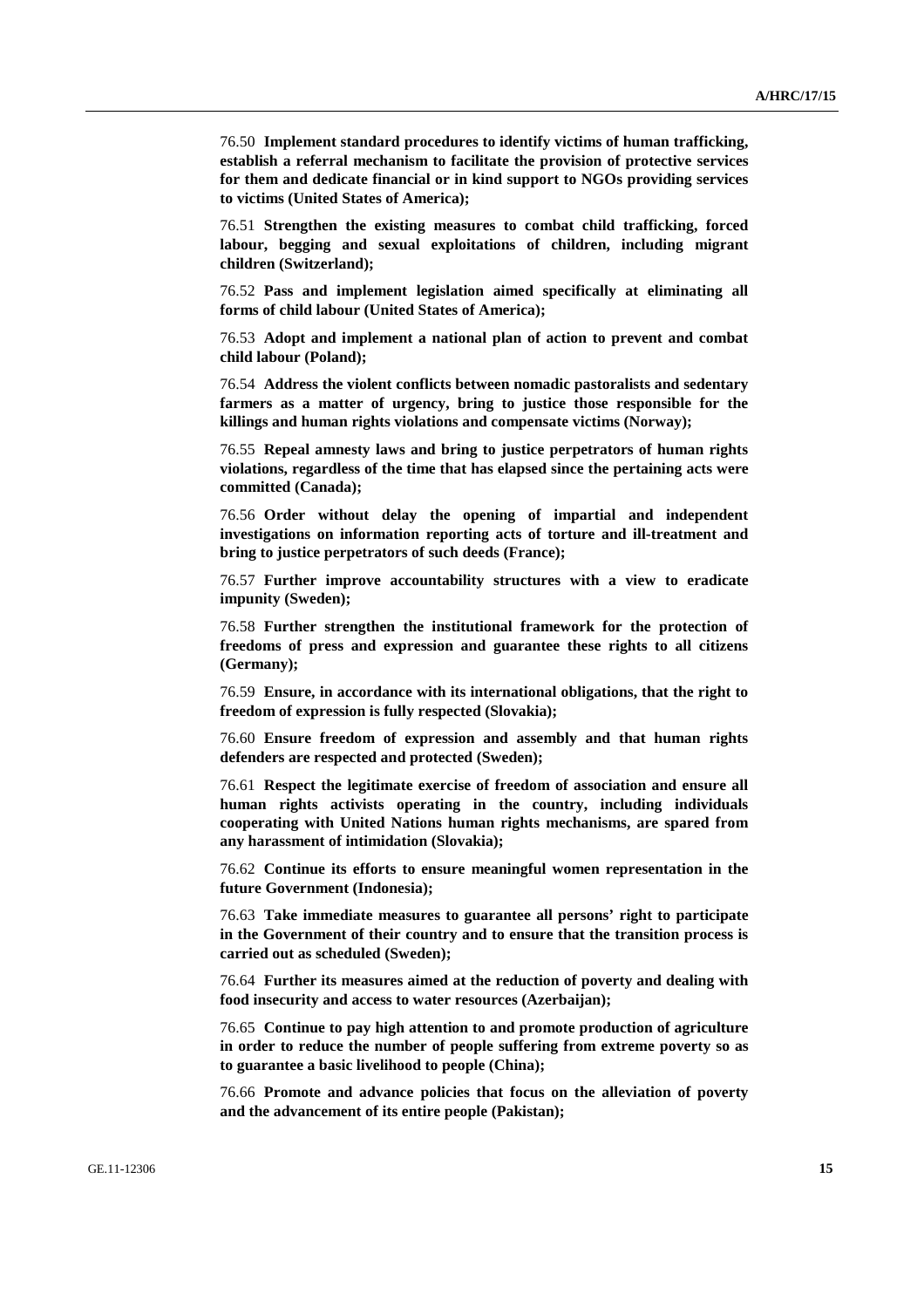76.50 **Implement standard procedures to identify victims of human trafficking, establish a referral mechanism to facilitate the provision of protective services for them and dedicate financial or in kind support to NGOs providing services to victims (United States of America);**

76.51 **Strengthen the existing measures to combat child trafficking, forced labour, begging and sexual exploitations of children, including migrant children (Switzerland);**

76.52 **Pass and implement legislation aimed specifically at eliminating all forms of child labour (United States of America);**

76.53 **Adopt and implement a national plan of action to prevent and combat child labour (Poland);**

76.54 **Address the violent conflicts between nomadic pastoralists and sedentary farmers as a matter of urgency, bring to justice those responsible for the killings and human rights violations and compensate victims (Norway);**

76.55 **Repeal amnesty laws and bring to justice perpetrators of human rights violations, regardless of the time that has elapsed since the pertaining acts were committed (Canada);**

76.56 **Order without delay the opening of impartial and independent investigations on information reporting acts of torture and ill-treatment and bring to justice perpetrators of such deeds (France);**

76.57 **Further improve accountability structures with a view to eradicate impunity (Sweden);**

76.58 **Further strengthen the institutional framework for the protection of freedoms of press and expression and guarantee these rights to all citizens (Germany);**

76.59 **Ensure, in accordance with its international obligations, that the right to freedom of expression is fully respected (Slovakia);**

76.60 **Ensure freedom of expression and assembly and that human rights defenders are respected and protected (Sweden);**

76.61 **Respect the legitimate exercise of freedom of association and ensure all human rights activists operating in the country, including individuals cooperating with United Nations human rights mechanisms, are spared from any harassment of intimidation (Slovakia);**

76.62 **Continue its efforts to ensure meaningful women representation in the future Government (Indonesia);**

76.63 **Take immediate measures to guarantee all persons' right to participate in the Government of their country and to ensure that the transition process is carried out as scheduled (Sweden);**

76.64 **Further its measures aimed at the reduction of poverty and dealing with food insecurity and access to water resources (Azerbaijan);**

76.65 **Continue to pay high attention to and promote production of agriculture in order to reduce the number of people suffering from extreme poverty so as to guarantee a basic livelihood to people (China);**

76.66 **Promote and advance policies that focus on the alleviation of poverty and the advancement of its entire people (Pakistan);**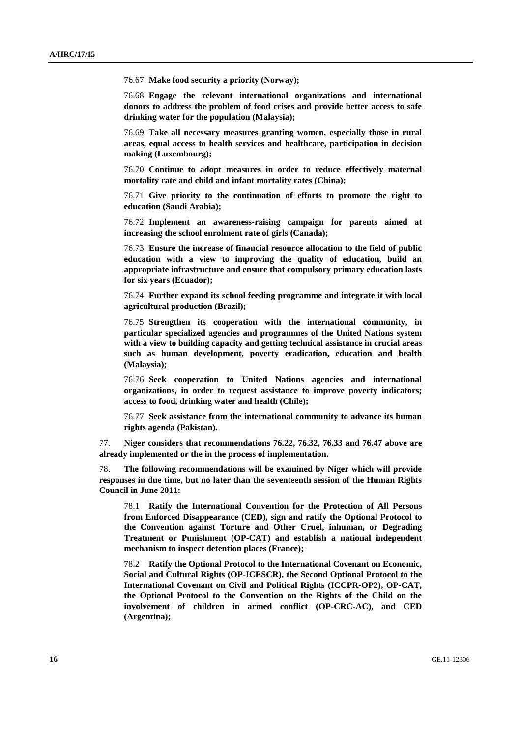76.67 **Make food security a priority (Norway);**

76.68 **Engage the relevant international organizations and international donors to address the problem of food crises and provide better access to safe drinking water for the population (Malaysia);**

76.69 **Take all necessary measures granting women, especially those in rural areas, equal access to health services and healthcare, participation in decision making (Luxembourg);**

76.70 **Continue to adopt measures in order to reduce effectively maternal mortality rate and child and infant mortality rates (China);**

76.71 **Give priority to the continuation of efforts to promote the right to education (Saudi Arabia);**

76.72 **Implement an awareness-raising campaign for parents aimed at increasing the school enrolment rate of girls (Canada);**

76.73 **Ensure the increase of financial resource allocation to the field of public education with a view to improving the quality of education, build an appropriate infrastructure and ensure that compulsory primary education lasts for six years (Ecuador);**

76.74 **Further expand its school feeding programme and integrate it with local agricultural production (Brazil);**

76.75 **Strengthen its cooperation with the international community, in particular specialized agencies and programmes of the United Nations system with a view to building capacity and getting technical assistance in crucial areas such as human development, poverty eradication, education and health (Malaysia);**

76.76 **Seek cooperation to United Nations agencies and international organizations, in order to request assistance to improve poverty indicators; access to food, drinking water and health (Chile);**

76.77 **Seek assistance from the international community to advance its human rights agenda (Pakistan).**

77. **Niger considers that recommendations 76.22, 76.32, 76.33 and 76.47 above are already implemented or the in the process of implementation.**

78. **The following recommendations will be examined by Niger which will provide responses in due time, but no later than the seventeenth session of the Human Rights Council in June 2011:**

78.1 **Ratify the International Convention for the Protection of All Persons from Enforced Disappearance (CED), sign and ratify the Optional Protocol to the Convention against Torture and Other Cruel, inhuman, or Degrading Treatment or Punishment (OP-CAT) and establish a national independent mechanism to inspect detention places (France);**

78.2 **Ratify the Optional Protocol to the International Covenant on Economic, Social and Cultural Rights (OP-ICESCR), the Second Optional Protocol to the International Covenant on Civil and Political Rights (ICCPR-OP2), OP-CAT, the Optional Protocol to the Convention on the Rights of the Child on the involvement of children in armed conflict (OP-CRC-AC), and CED (Argentina);**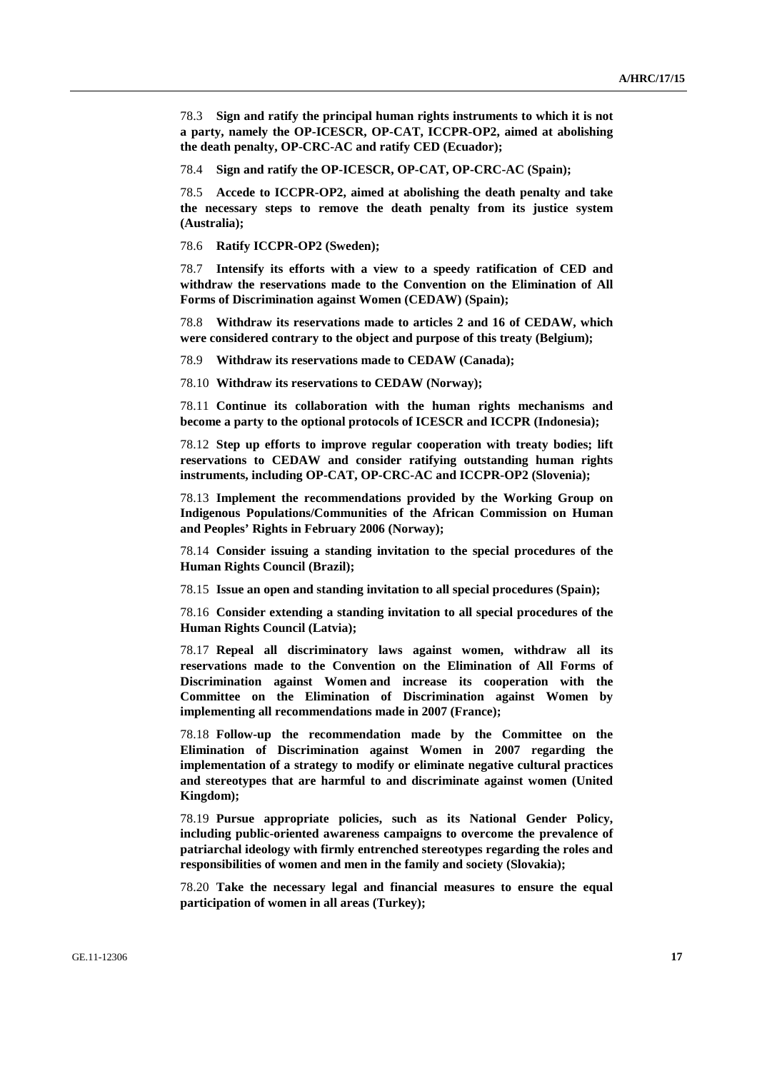78.3 **Sign and ratify the principal human rights instruments to which it is not a party, namely the OP-ICESCR, OP-CAT, ICCPR-OP2, aimed at abolishing the death penalty, OP-CRC-AC and ratify CED (Ecuador);**

78.4 **Sign and ratify the OP-ICESCR, OP-CAT, OP-CRC-AC (Spain);**

78.5 **Accede to ICCPR-OP2, aimed at abolishing the death penalty and take the necessary steps to remove the death penalty from its justice system (Australia);**

78.6 **Ratify ICCPR-OP2 (Sweden);**

78.7 **Intensify its efforts with a view to a speedy ratification of CED and withdraw the reservations made to the Convention on the Elimination of All Forms of Discrimination against Women (CEDAW) (Spain);**

78.8 **Withdraw its reservations made to articles 2 and 16 of CEDAW, which were considered contrary to the object and purpose of this treaty (Belgium);**

78.9 **Withdraw its reservations made to CEDAW (Canada);**

78.10 **Withdraw its reservations to CEDAW (Norway);**

78.11 **Continue its collaboration with the human rights mechanisms and become a party to the optional protocols of ICESCR and ICCPR (Indonesia);**

78.12 **Step up efforts to improve regular cooperation with treaty bodies; lift reservations to CEDAW and consider ratifying outstanding human rights instruments, including OP-CAT, OP-CRC-AC and ICCPR-OP2 (Slovenia);**

78.13 **Implement the recommendations provided by the Working Group on Indigenous Populations/Communities of the African Commission on Human and Peoples' Rights in February 2006 (Norway);**

78.14 **Consider issuing a standing invitation to the special procedures of the Human Rights Council (Brazil);**

78.15 **Issue an open and standing invitation to all special procedures (Spain);**

78.16 **Consider extending a standing invitation to all special procedures of the Human Rights Council (Latvia);**

78.17 **Repeal all discriminatory laws against women, withdraw all its reservations made to the Convention on the Elimination of All Forms of Discrimination against Women and increase its cooperation with the Committee on the Elimination of Discrimination against Women by implementing all recommendations made in 2007 (France);**

78.18 **Follow-up the recommendation made by the Committee on the Elimination of Discrimination against Women in 2007 regarding the implementation of a strategy to modify or eliminate negative cultural practices and stereotypes that are harmful to and discriminate against women (United Kingdom);**

78.19 **Pursue appropriate policies, such as its National Gender Policy, including public-oriented awareness campaigns to overcome the prevalence of patriarchal ideology with firmly entrenched stereotypes regarding the roles and responsibilities of women and men in the family and society (Slovakia);**

78.20 **Take the necessary legal and financial measures to ensure the equal participation of women in all areas (Turkey);**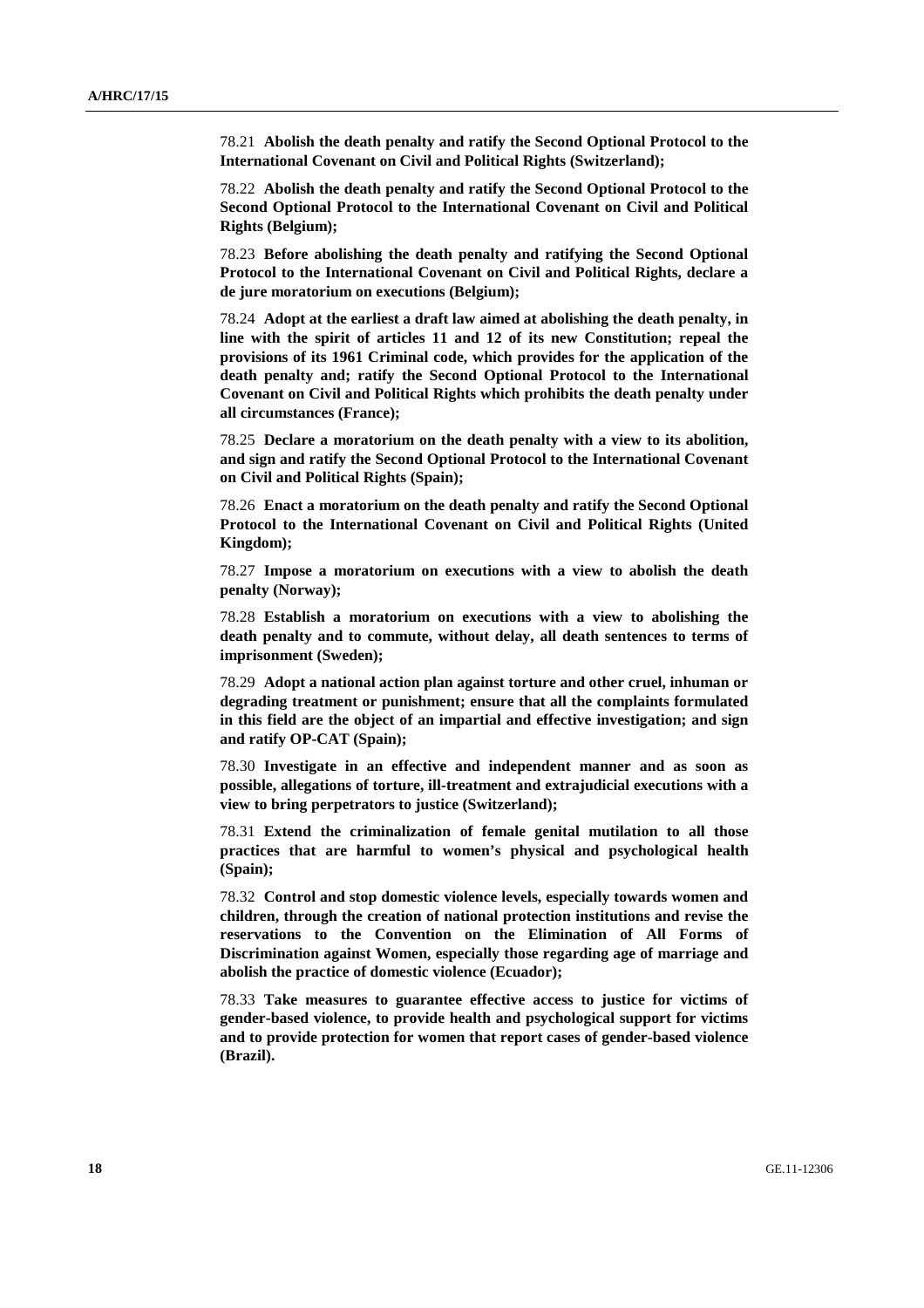78.21 **Abolish the death penalty and ratify the Second Optional Protocol to the International Covenant on Civil and Political Rights (Switzerland);**

78.22 **Abolish the death penalty and ratify the Second Optional Protocol to the Second Optional Protocol to the International Covenant on Civil and Political Rights (Belgium);**

78.23 **Before abolishing the death penalty and ratifying the Second Optional Protocol to the International Covenant on Civil and Political Rights, declare a de jure moratorium on executions (Belgium);**

78.24 **Adopt at the earliest a draft law aimed at abolishing the death penalty, in line with the spirit of articles 11 and 12 of its new Constitution; repeal the provisions of its 1961 Criminal code, which provides for the application of the death penalty and; ratify the Second Optional Protocol to the International Covenant on Civil and Political Rights which prohibits the death penalty under all circumstances (France);**

78.25 **Declare a moratorium on the death penalty with a view to its abolition, and sign and ratify the Second Optional Protocol to the International Covenant on Civil and Political Rights (Spain);**

78.26 **Enact a moratorium on the death penalty and ratify the Second Optional Protocol to the International Covenant on Civil and Political Rights (United Kingdom);**

78.27 **Impose a moratorium on executions with a view to abolish the death penalty (Norway);**

78.28 **Establish a moratorium on executions with a view to abolishing the death penalty and to commute, without delay, all death sentences to terms of imprisonment (Sweden);**

78.29 **Adopt a national action plan against torture and other cruel, inhuman or degrading treatment or punishment; ensure that all the complaints formulated in this field are the object of an impartial and effective investigation; and sign and ratify OP-CAT (Spain);**

78.30 **Investigate in an effective and independent manner and as soon as possible, allegations of torture, ill-treatment and extrajudicial executions with a view to bring perpetrators to justice (Switzerland);**

78.31 **Extend the criminalization of female genital mutilation to all those practices that are harmful to women's physical and psychological health (Spain);**

78.32 **Control and stop domestic violence levels, especially towards women and children, through the creation of national protection institutions and revise the reservations to the Convention on the Elimination of All Forms of Discrimination against Women, especially those regarding age of marriage and abolish the practice of domestic violence (Ecuador);**

78.33 **Take measures to guarantee effective access to justice for victims of gender-based violence, to provide health and psychological support for victims and to provide protection for women that report cases of gender-based violence (Brazil).**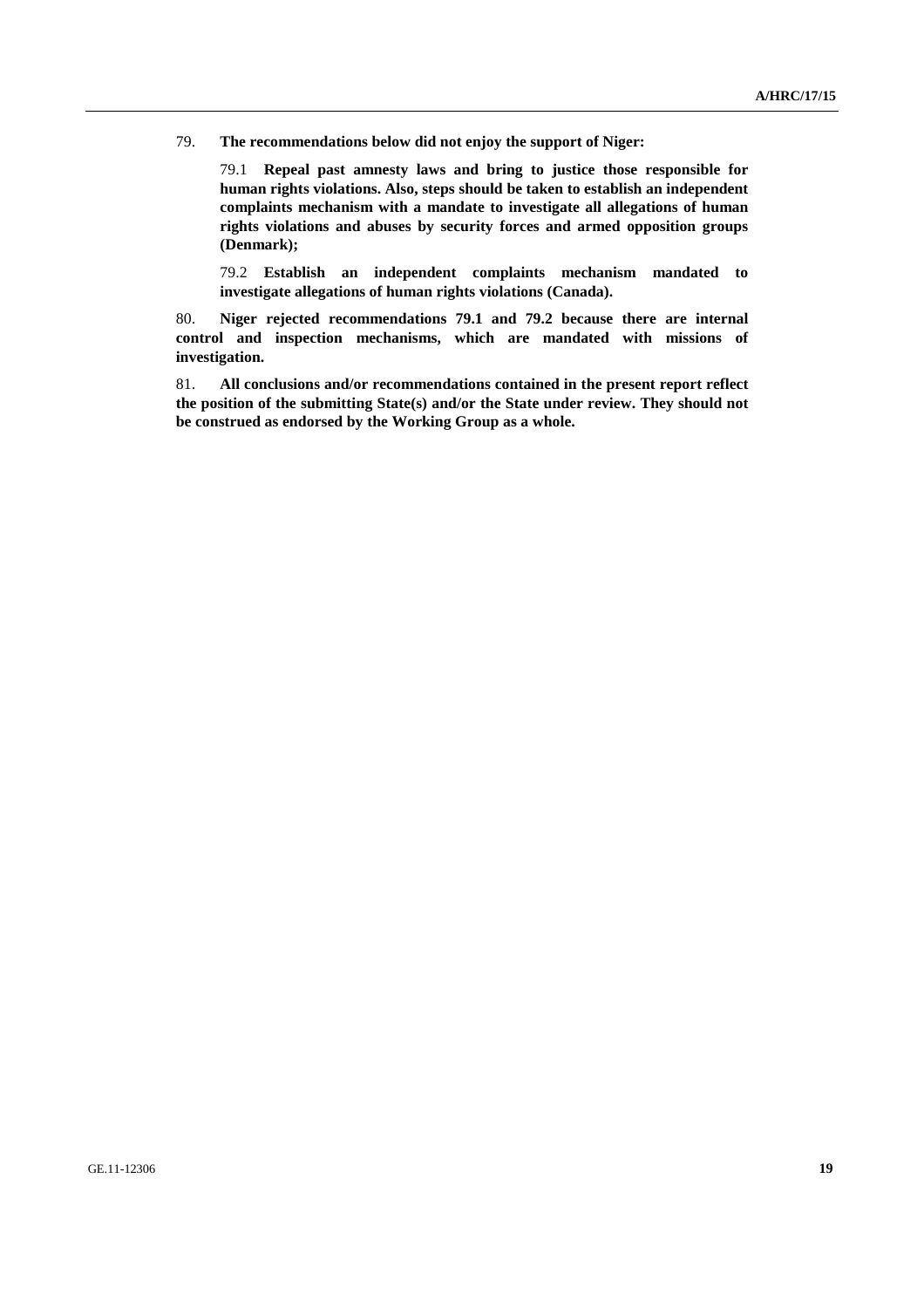79. **The recommendations below did not enjoy the support of Niger:**

> 79.1 **Repeal past amnesty laws and bring to justice those responsible for human rights violations. Also, steps should be taken to establish an independent complaints mechanism with a mandate to investigate all allegations of human rights violations and abuses by security forces and armed opposition groups (Denmark);**
>
> 79.2 **Establish an independent complaints mechanism mandated to investigate allegations of human rights violations (Canada).**

80. **Niger rejected recommendations 79.1 and 79.2 because there are internal control and inspection mechanisms, which are mandated with missions of investigation.**

81. **All conclusions and/or recommendations contained in the present report reflect the position of the submitting State(s) and/or the State under review. They should not be construed as endorsed by the Working Group as a whole.**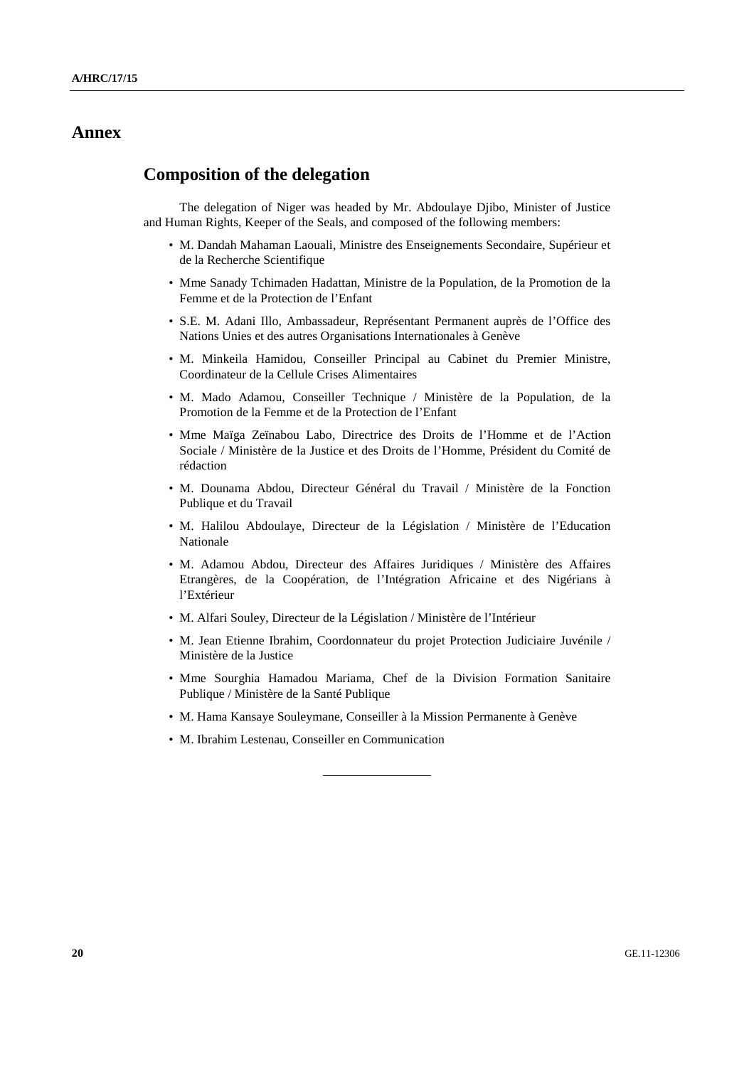# Annex

## Composition of the delegation

The delegation of Niger was headed by Mr. Abdoulaye Djibo, Minister of Justice and Human Rights, Keeper of the Seals, and composed of the following members:

- M. Dandah Mahaman Laouali, Ministre des Enseignements Secondaire, Supérieur et de la Recherche Scientifique
- Mme Sanady Tchimaden Hadattan, Ministre de la Population, de la Promotion de la Femme et de la Protection de l'Enfant
- S.E. M. Adani Illo, Ambassadeur, Représentant Permanent auprès de l'Office des Nations Unies et des autres Organisations Internationales à Genève
- M. Minkeila Hamidou, Conseiller Principal au Cabinet du Premier Ministre, Coordinateur de la Cellule Crises Alimentaires
- M. Mado Adamou, Conseiller Technique / Ministère de la Population, de la Promotion de la Femme et de la Protection de l'Enfant
- Mme Maïga Zeïnabou Labo, Directrice des Droits de l'Homme et de l'Action Sociale / Ministère de la Justice et des Droits de l'Homme, Président du Comité de rédaction
- M. Dounama Abdou, Directeur Général du Travail / Ministère de la Fonction Publique et du Travail
- M. Halilou Abdoulaye, Directeur de la Législation / Ministère de l'Education Nationale
- M. Adamou Abdou, Directeur des Affaires Juridiques / Ministère des Affaires Etrangères, de la Coopération, de l'Intégration Africaine et des Nigérians à l'Extérieur
- M. Alfari Souley, Directeur de la Législation / Ministère de l'Intérieur
- M. Jean Etienne Ibrahim, Coordonnateur du projet Protection Judiciaire Juvénile / Ministère de la Justice
- Mme Sourghia Hamadou Mariama, Chef de la Division Formation Sanitaire Publique / Ministère de la Santé Publique
- M. Hama Kansaye Souleymane, Conseiller à la Mission Permanente à Genève
- M. Ibrahim Lestenau, Conseiller en Communication